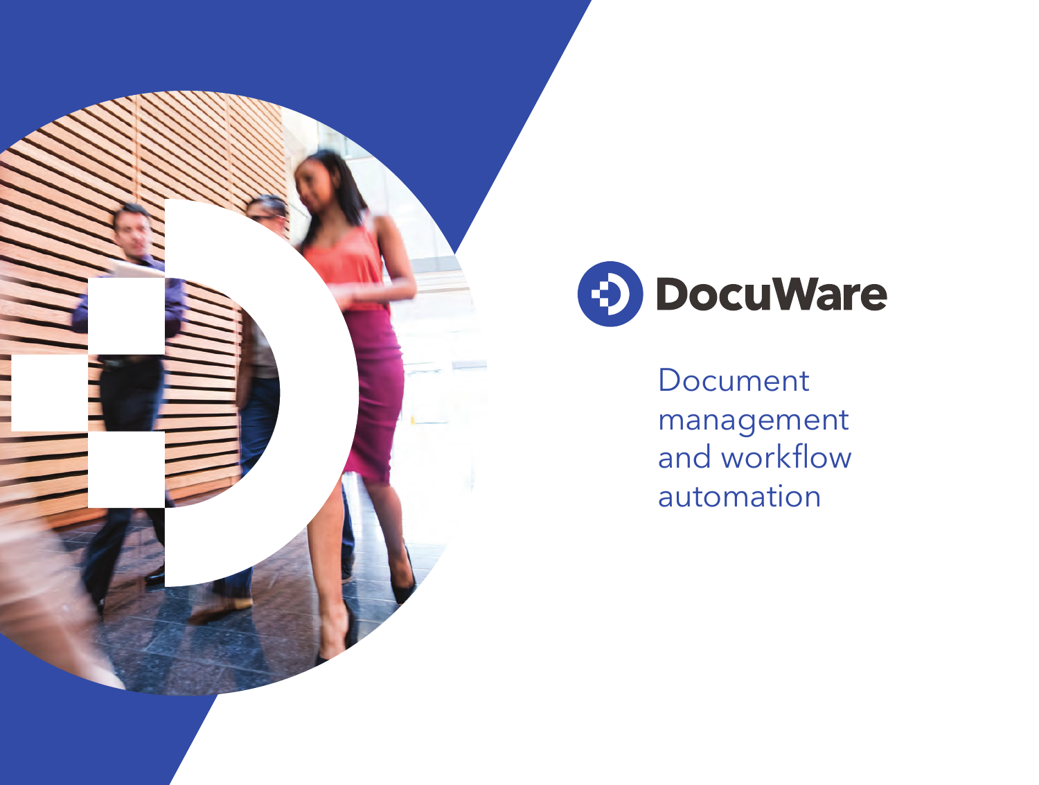# DocuWare

Document management and workflow automation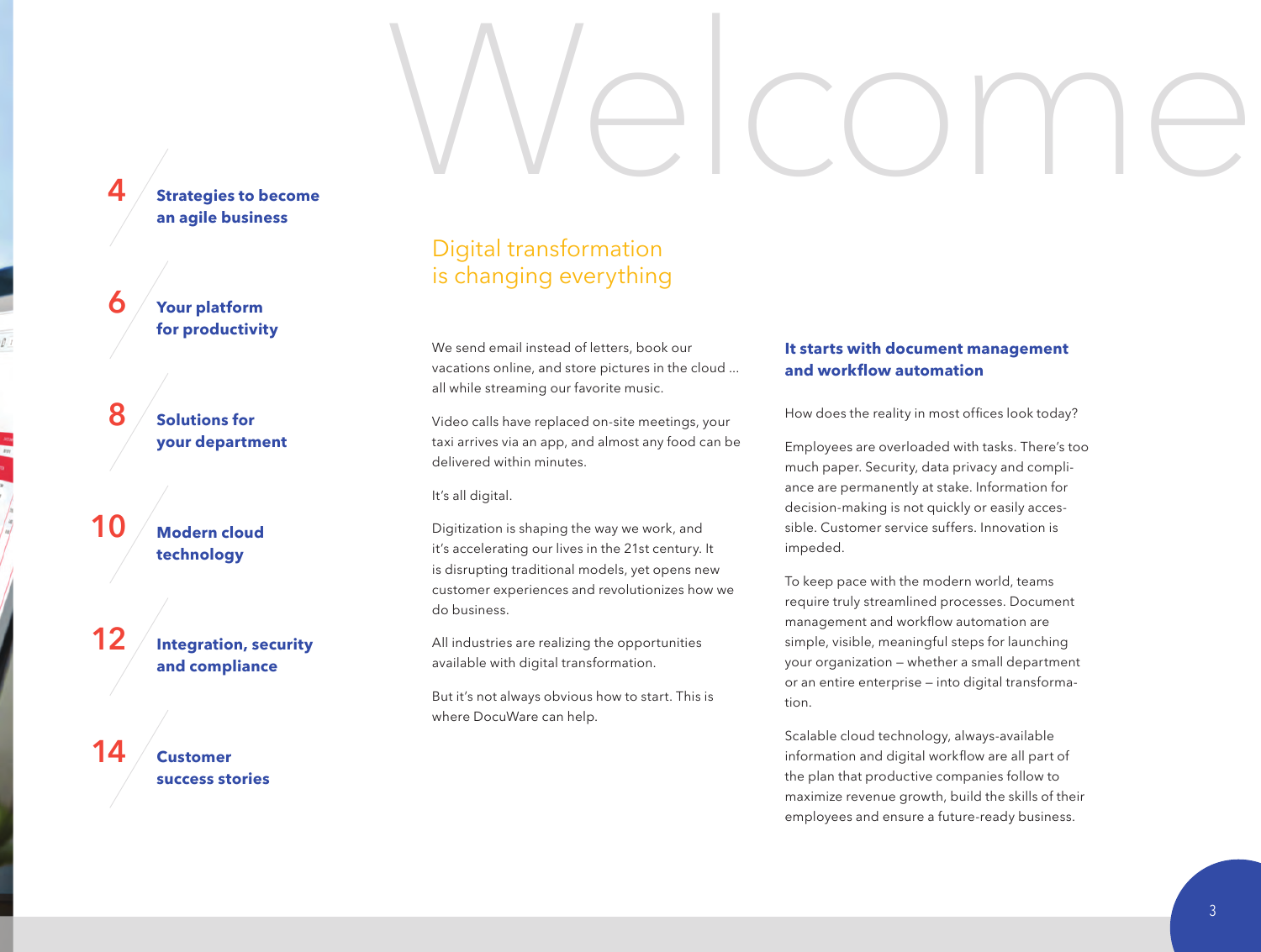# Welcome

- **4** **Strategies to become an agile business**
- **6** **Your platform for productivity**
- **8** **Solutions for your department**
- **10** **Modern cloud technology**
- **12** **Integration, security and compliance**
- **14** **Customer success stories**

## Digital transformation is changing everything

We send email instead of letters, book our vacations online, and store pictures in the cloud ... all while streaming our favorite music.

Video calls have replaced on-site meetings, your taxi arrives via an app, and almost any food can be delivered within minutes.

It's all digital.

Digitization is shaping the way we work, and it's accelerating our lives in the 21st century. It is disrupting traditional models, yet opens new customer experiences and revolutionizes how we do business.

All industries are realizing the opportunities available with digital transformation.

But it's not always obvious how to start. This is where DocuWare can help.

### It starts with document management and workflow automation

How does the reality in most offices look today?

Employees are overloaded with tasks. There's too much paper. Security, data privacy and compliance are permanently at stake. Information for decision-making is not quickly or easily accessible. Customer service suffers. Innovation is impeded.

To keep pace with the modern world, teams require truly streamlined processes. Document management and workflow automation are simple, visible, meaningful steps for launching your organization – whether a small department or an entire enterprise – into digital transformation.

Scalable cloud technology, always-available information and digital workflow are all part of the plan that productive companies follow to maximize revenue growth, build the skills of their employees and ensure a future-ready business.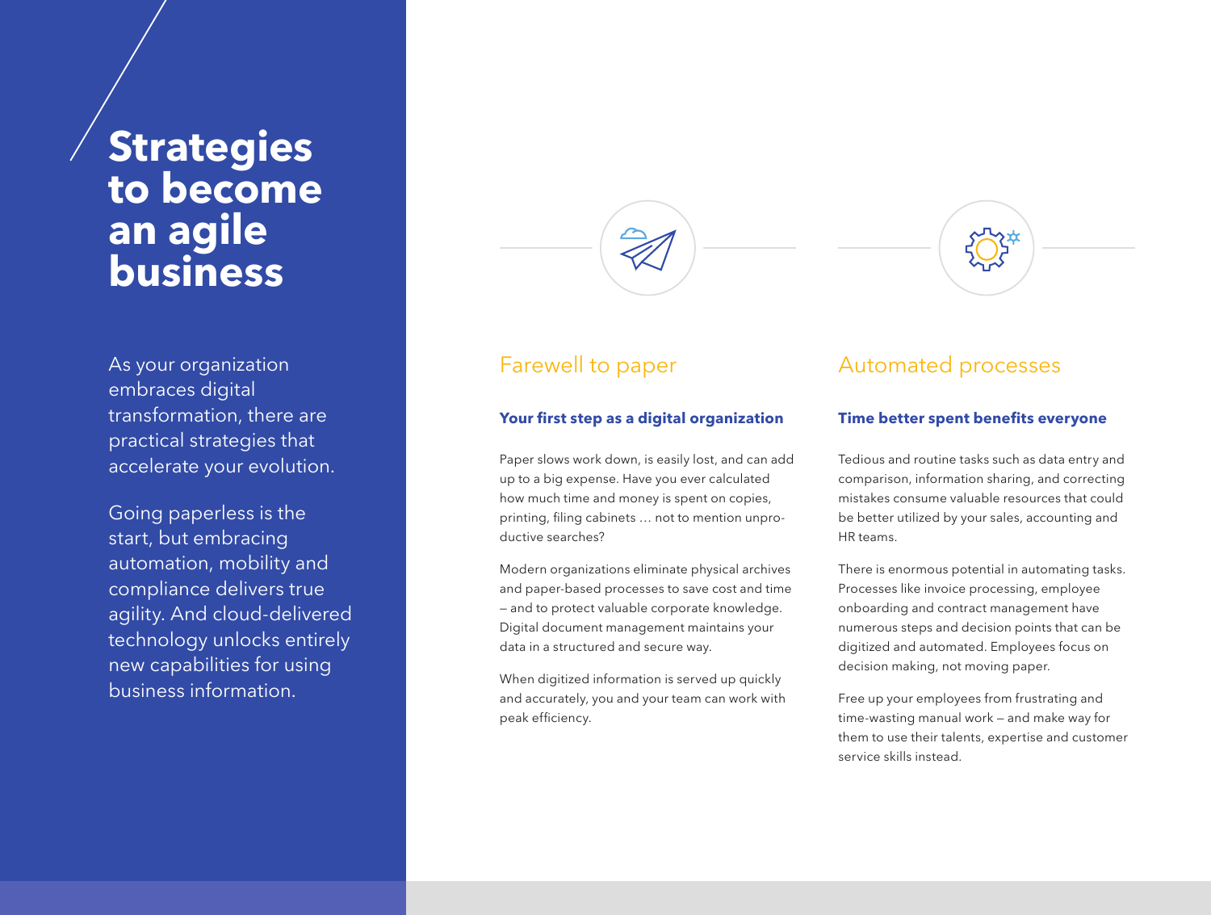# Strategies to become an agile business

As your organization embraces digital transformation, there are practical strategies that accelerate your evolution.

Going paperless is the start, but embracing automation, mobility and compliance delivers true agility. And cloud-delivered technology unlocks entirely new capabilities for using business information.

## Farewell to paper

**Your first step as a digital organization**

Paper slows work down, is easily lost, and can add up to a big expense. Have you ever calculated how much time and money is spent on copies, printing, filing cabinets … not to mention unproductive searches?

Modern organizations eliminate physical archives and paper-based processes to save cost and time – and to protect valuable corporate knowledge. Digital document management maintains your data in a structured and secure way.

When digitized information is served up quickly and accurately, you and your team can work with peak efficiency.

## Automated processes

**Time better spent benefits everyone**

Tedious and routine tasks such as data entry and comparison, information sharing, and correcting mistakes consume valuable resources that could be better utilized by your sales, accounting and HR teams.

There is enormous potential in automating tasks. Processes like invoice processing, employee onboarding and contract management have numerous steps and decision points that can be digitized and automated. Employees focus on decision making, not moving paper.

Free up your employees from frustrating and time-wasting manual work – and make way for them to use their talents, expertise and customer service skills instead.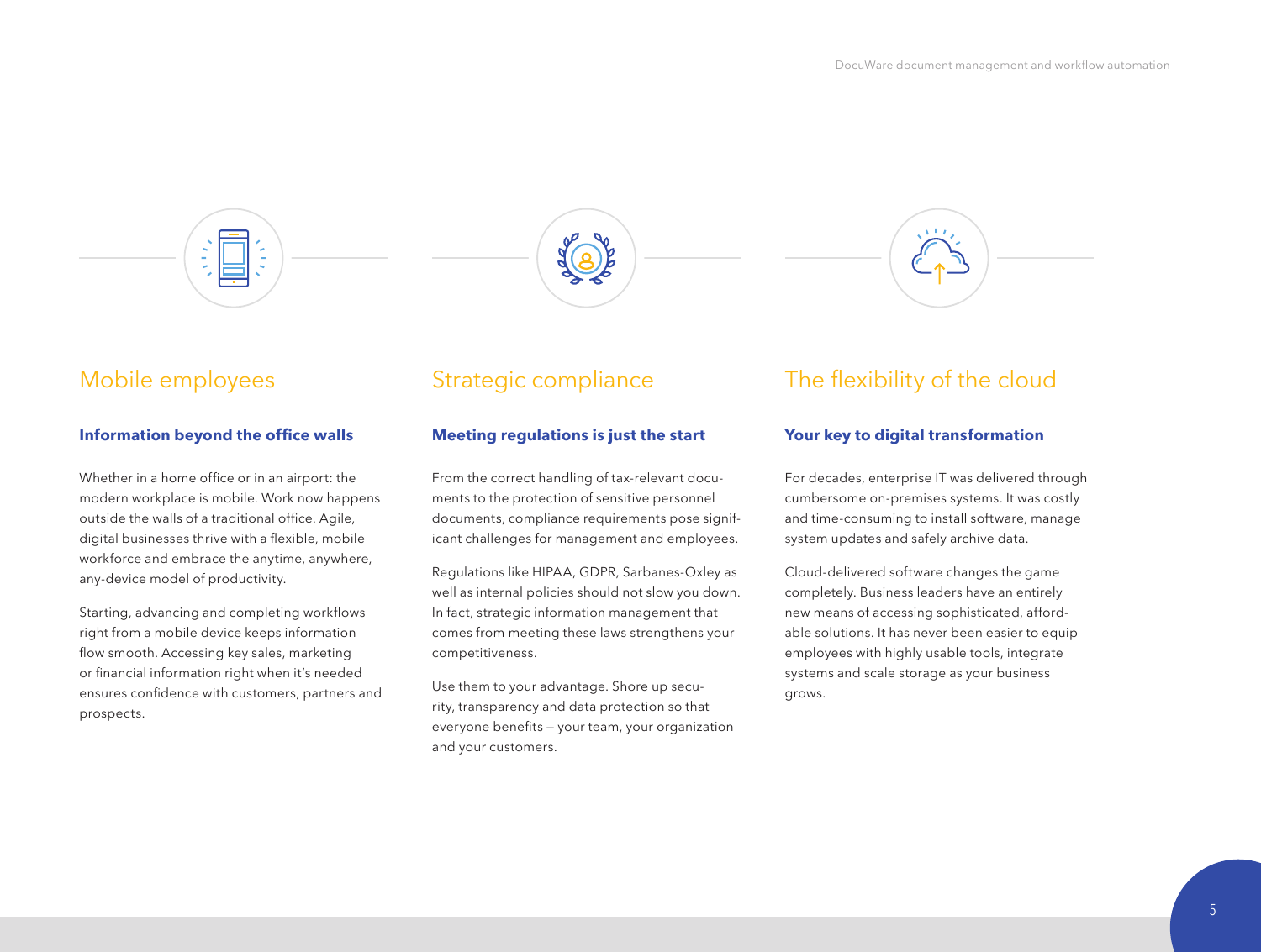## Mobile employees

### Information beyond the office walls

Whether in a home office or in an airport: the modern workplace is mobile. Work now happens outside the walls of a traditional office. Agile, digital businesses thrive with a flexible, mobile workforce and embrace the anytime, anywhere, any-device model of productivity.

Starting, advancing and completing workflows right from a mobile device keeps information flow smooth. Accessing key sales, marketing or financial information right when it's needed ensures confidence with customers, partners and prospects.

## Strategic compliance

### Meeting regulations is just the start

From the correct handling of tax-relevant documents to the protection of sensitive personnel documents, compliance requirements pose significant challenges for management and employees.

Regulations like HIPAA, GDPR, Sarbanes-Oxley as well as internal policies should not slow you down. In fact, strategic information management that comes from meeting these laws strengthens your competitiveness.

Use them to your advantage. Shore up security, transparency and data protection so that everyone benefits – your team, your organization and your customers.

## The flexibility of the cloud

### Your key to digital transformation

For decades, enterprise IT was delivered through cumbersome on-premises systems. It was costly and time-consuming to install software, manage system updates and safely archive data.

Cloud-delivered software changes the game completely. Business leaders have an entirely new means of accessing sophisticated, affordable solutions. It has never been easier to equip employees with highly usable tools, integrate systems and scale storage as your business grows.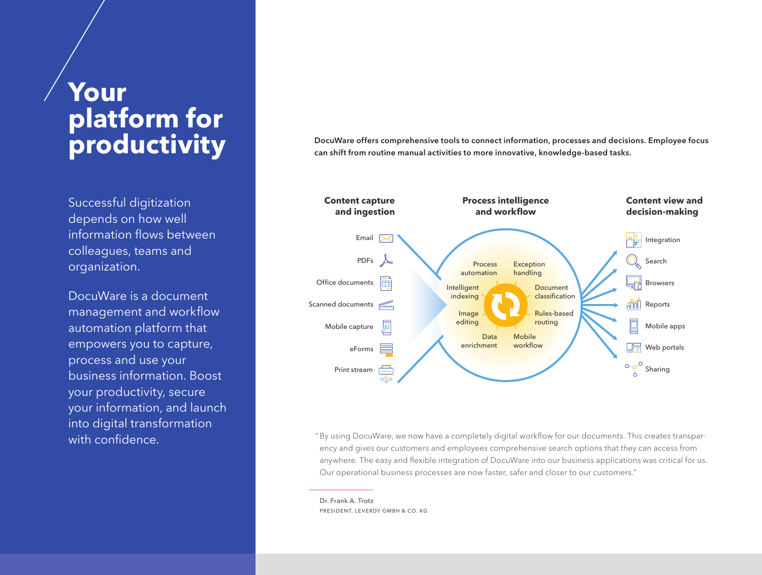# Your platform for productivity

Successful digitization depends on how well information flows between colleagues, teams and organization.

DocuWare is a document management and workflow automation platform that empowers you to capture, process and use your business information. Boost your productivity, secure your information, and launch into digital transformation with confidence.

**DocuWare offers comprehensive tools to connect information, processes and decisions. Employee focus can shift from routine manual activities to more innovative, knowledge-based tasks.**

**Content capture and ingestion**

- Email
- PDFs
- Office documents
- Scanned documents
- Mobile capture
- eForms
- Print stream

**Process intelligence and workflow**

- Process automation
- Exception handling
- Intelligent indexing
- Document classification
- Image editing
- Rules-based routing
- Data enrichment
- Mobile workflow

**Content view and decision-making**

- Integration
- Search
- Browsers
- Reports
- Mobile apps
- Web portals
- Sharing

"By using DocuWare, we now have a completely digital workflow for our documents. This creates transparency and gives our customers and employees comprehensive search options that they can access from anywhere. The easy and flexible integration of DocuWare into our business applications was critical for us. Our operational business processes are now faster, safer and closer to our customers."

Dr. Frank A. Trotz
PRESIDENT, LEVERDY GMBH & CO. KG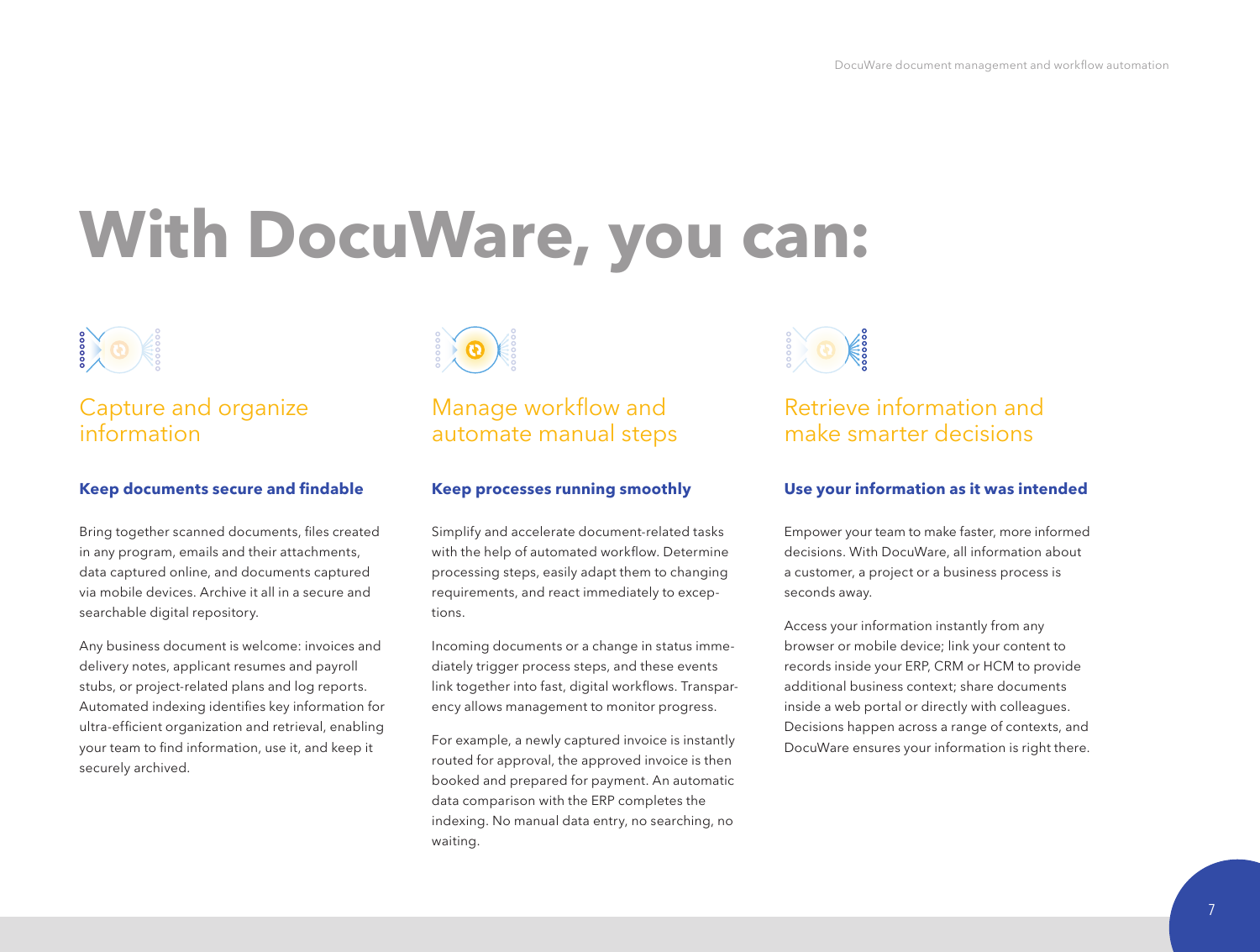# With DocuWare, you can:

## Capture and organize information

### Keep documents secure and findable

Bring together scanned documents, files created in any program, emails and their attachments, data captured online, and documents captured via mobile devices. Archive it all in a secure and searchable digital repository.

Any business document is welcome: invoices and delivery notes, applicant resumes and payroll stubs, or project-related plans and log reports. Automated indexing identifies key information for ultra-efficient organization and retrieval, enabling your team to find information, use it, and keep it securely archived.

## Manage workflow and automate manual steps

### Keep processes running smoothly

Simplify and accelerate document-related tasks with the help of automated workflow. Determine processing steps, easily adapt them to changing requirements, and react immediately to exceptions.

Incoming documents or a change in status immediately trigger process steps, and these events link together into fast, digital workflows. Transparency allows management to monitor progress.

For example, a newly captured invoice is instantly routed for approval, the approved invoice is then booked and prepared for payment. An automatic data comparison with the ERP completes the indexing. No manual data entry, no searching, no waiting.

## Retrieve information and make smarter decisions

### Use your information as it was intended

Empower your team to make faster, more informed decisions. With DocuWare, all information about a customer, a project or a business process is seconds away.

Access your information instantly from any browser or mobile device; link your content to records inside your ERP, CRM or HCM to provide additional business context; share documents inside a web portal or directly with colleagues. Decisions happen across a range of contexts, and DocuWare ensures your information is right there.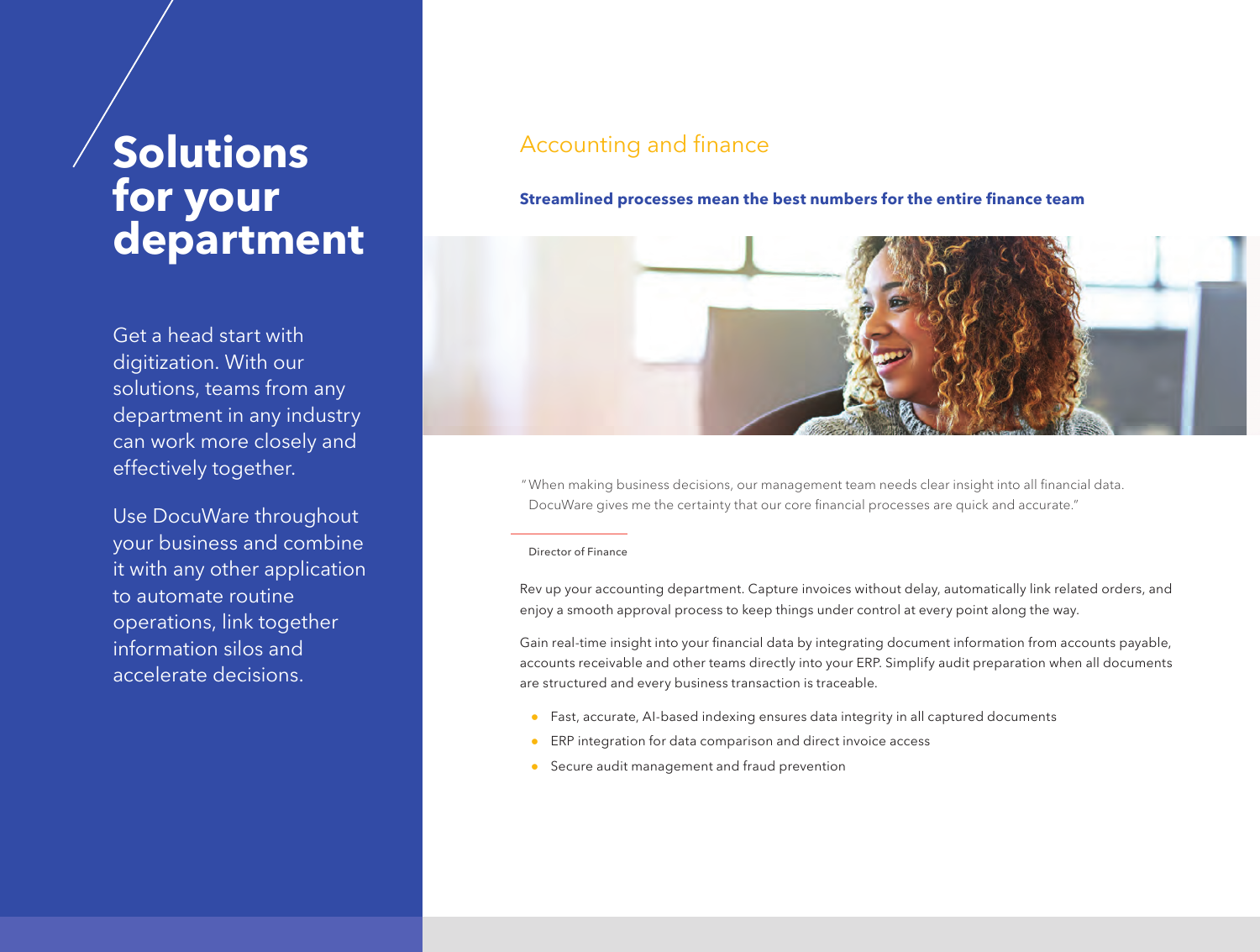# Solutions for your department

Get a head start with digitization. With our solutions, teams from any department in any industry can work more closely and effectively together.

Use DocuWare throughout your business and combine it with any other application to automate routine operations, link together information silos and accelerate decisions.

## Accounting and finance

**Streamlined processes mean the best numbers for the entire finance team**

"When making business decisions, our management team needs clear insight into all financial data. DocuWare gives me the certainty that our core financial processes are quick and accurate."

Director of Finance

Rev up your accounting department. Capture invoices without delay, automatically link related orders, and enjoy a smooth approval process to keep things under control at every point along the way.

Gain real-time insight into your financial data by integrating document information from accounts payable, accounts receivable and other teams directly into your ERP. Simplify audit preparation when all documents are structured and every business transaction is traceable.

- Fast, accurate, AI-based indexing ensures data integrity in all captured documents
- ERP integration for data comparison and direct invoice access
- Secure audit management and fraud prevention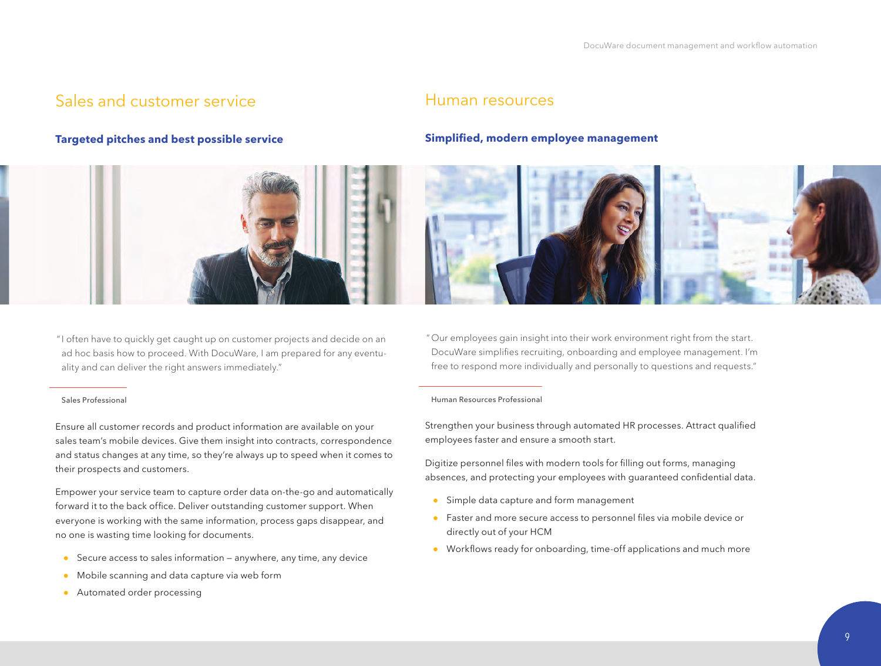## Sales and customer service

### Targeted pitches and best possible service

"I often have to quickly get caught up on customer projects and decide on an ad hoc basis how to proceed. With DocuWare, I am prepared for any eventuality and can deliver the right answers immediately."

Sales Professional

Ensure all customer records and product information are available on your sales team's mobile devices. Give them insight into contracts, correspondence and status changes at any time, so they're always up to speed when it comes to their prospects and customers.

Empower your service team to capture order data on-the-go and automatically forward it to the back office. Deliver outstanding customer support. When everyone is working with the same information, process gaps disappear, and no one is wasting time looking for documents.

- Secure access to sales information – anywhere, any time, any device
- Mobile scanning and data capture via web form
- Automated order processing

## Human resources

### Simplified, modern employee management

"Our employees gain insight into their work environment right from the start. DocuWare simplifies recruiting, onboarding and employee management. I'm free to respond more individually and personally to questions and requests."

Human Resources Professional

Strengthen your business through automated HR processes. Attract qualified employees faster and ensure a smooth start.

Digitize personnel files with modern tools for filling out forms, managing absences, and protecting your employees with guaranteed confidential data.

- Simple data capture and form management
- Faster and more secure access to personnel files via mobile device or directly out of your HCM
- Workflows ready for onboarding, time-off applications and much more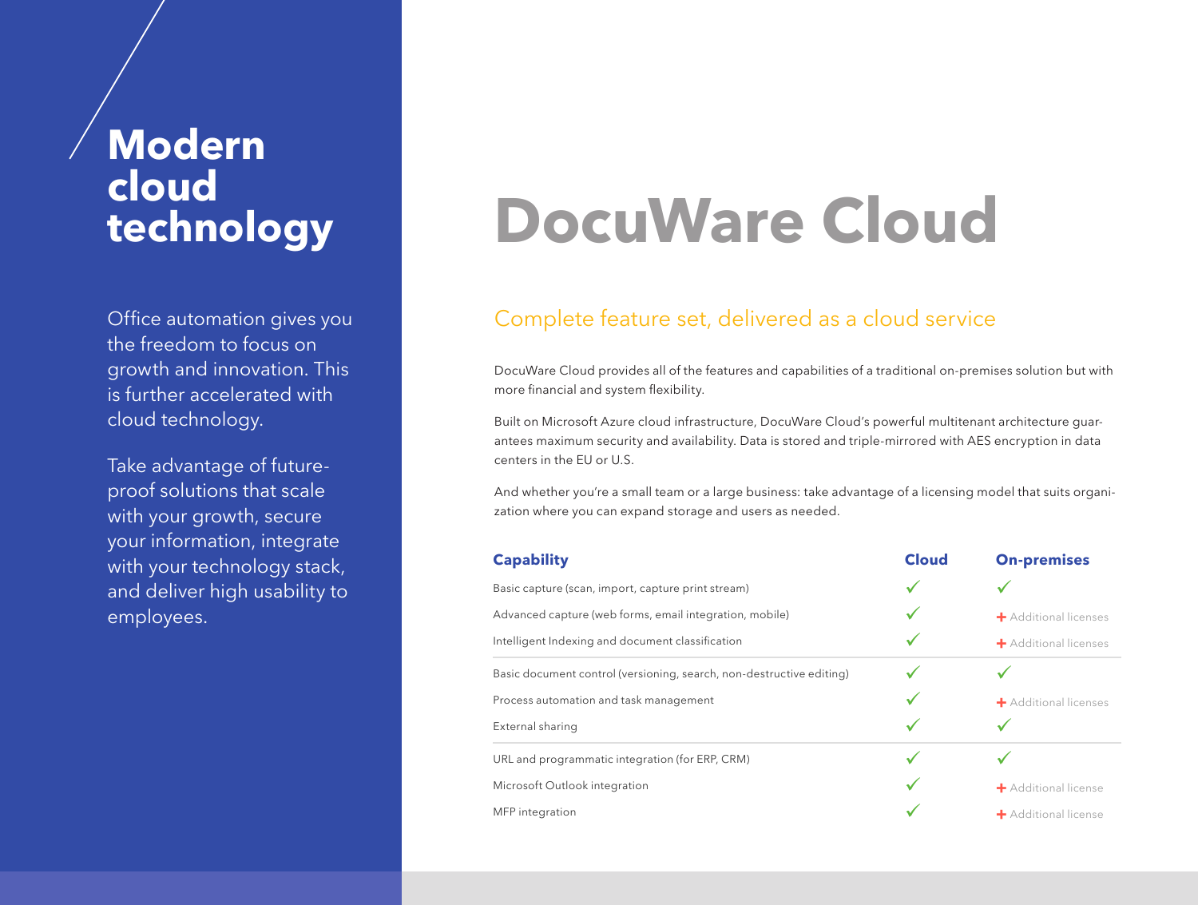# Modern cloud technology

Office automation gives you the freedom to focus on growth and innovation. This is further accelerated with cloud technology.

Take advantage of future-proof solutions that scale with your growth, secure your information, integrate with your technology stack, and deliver high usability to employees.

# DocuWare Cloud

## Complete feature set, delivered as a cloud service

DocuWare Cloud provides all of the features and capabilities of a traditional on-premises solution but with more financial and system flexibility.

Built on Microsoft Azure cloud infrastructure, DocuWare Cloud's powerful multitenant architecture guarantees maximum security and availability. Data is stored and triple-mirrored with AES encryption in data centers in the EU or U.S.

And whether you're a small team or a large business: take advantage of a licensing model that suits organization where you can expand storage and users as needed.

| Capability | Cloud | On-premises |
|---|---|---|
| Basic capture (scan, import, capture print stream) | ✓ | ✓ |
| Advanced capture (web forms, email integration, mobile) | ✓ | + Additional licenses |
| Intelligent Indexing and document classification | ✓ | + Additional licenses |
| Basic document control (versioning, search, non-destructive editing) | ✓ | ✓ |
| Process automation and task management | ✓ | + Additional licenses |
| External sharing | ✓ | ✓ |
| URL and programmatic integration (for ERP, CRM) | ✓ | ✓ |
| Microsoft Outlook integration | ✓ | + Additional license |
| MFP integration | ✓ | + Additional license |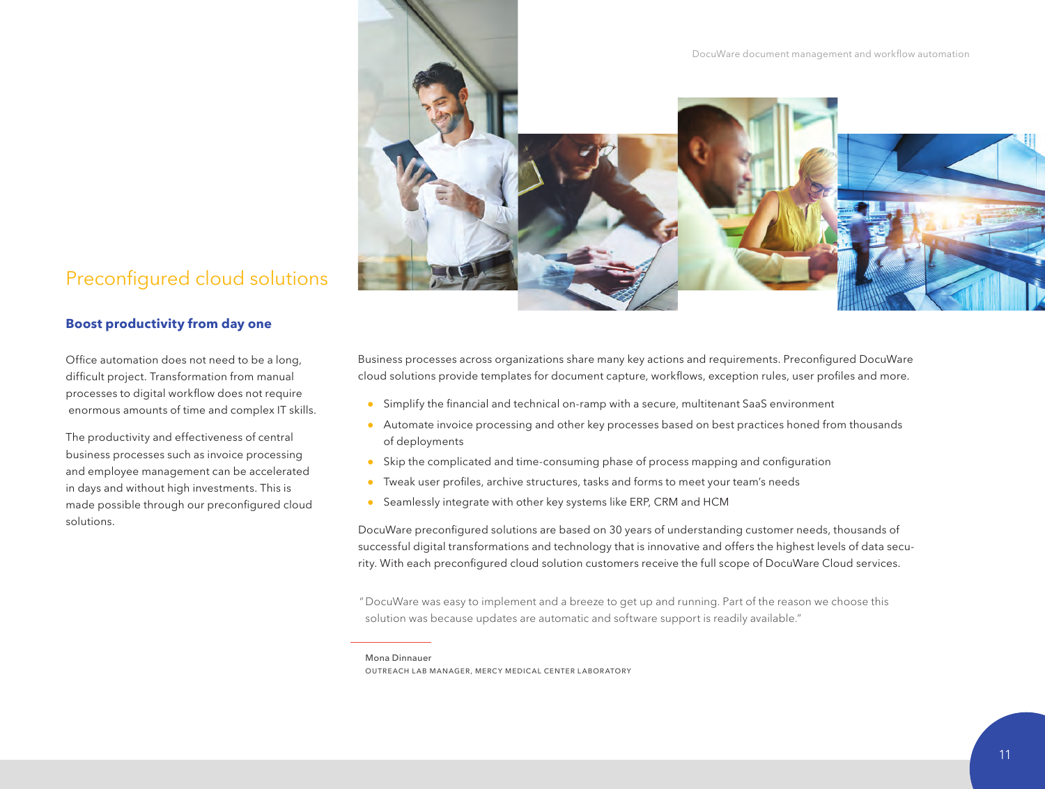## Preconfigured cloud solutions

### Boost productivity from day one

Office automation does not need to be a long, difficult project. Transformation from manual processes to digital workflow does not require enormous amounts of time and complex IT skills.

The productivity and effectiveness of central business processes such as invoice processing and employee management can be accelerated in days and without high investments. This is made possible through our preconfigured cloud solutions.

Business processes across organizations share many key actions and requirements. Preconfigured DocuWare cloud solutions provide templates for document capture, workflows, exception rules, user profiles and more.

- Simplify the financial and technical on-ramp with a secure, multitenant SaaS environment
- Automate invoice processing and other key processes based on best practices honed from thousands of deployments
- Skip the complicated and time-consuming phase of process mapping and configuration
- Tweak user profiles, archive structures, tasks and forms to meet your team's needs
- Seamlessly integrate with other key systems like ERP, CRM and HCM

DocuWare preconfigured solutions are based on 30 years of understanding customer needs, thousands of successful digital transformations and technology that is innovative and offers the highest levels of data security. With each preconfigured cloud solution customers receive the full scope of DocuWare Cloud services.

"DocuWare was easy to implement and a breeze to get up and running. Part of the reason we choose this solution was because updates are automatic and software support is readily available."

Mona Dinnauer
OUTREACH LAB MANAGER, MERCY MEDICAL CENTER LABORATORY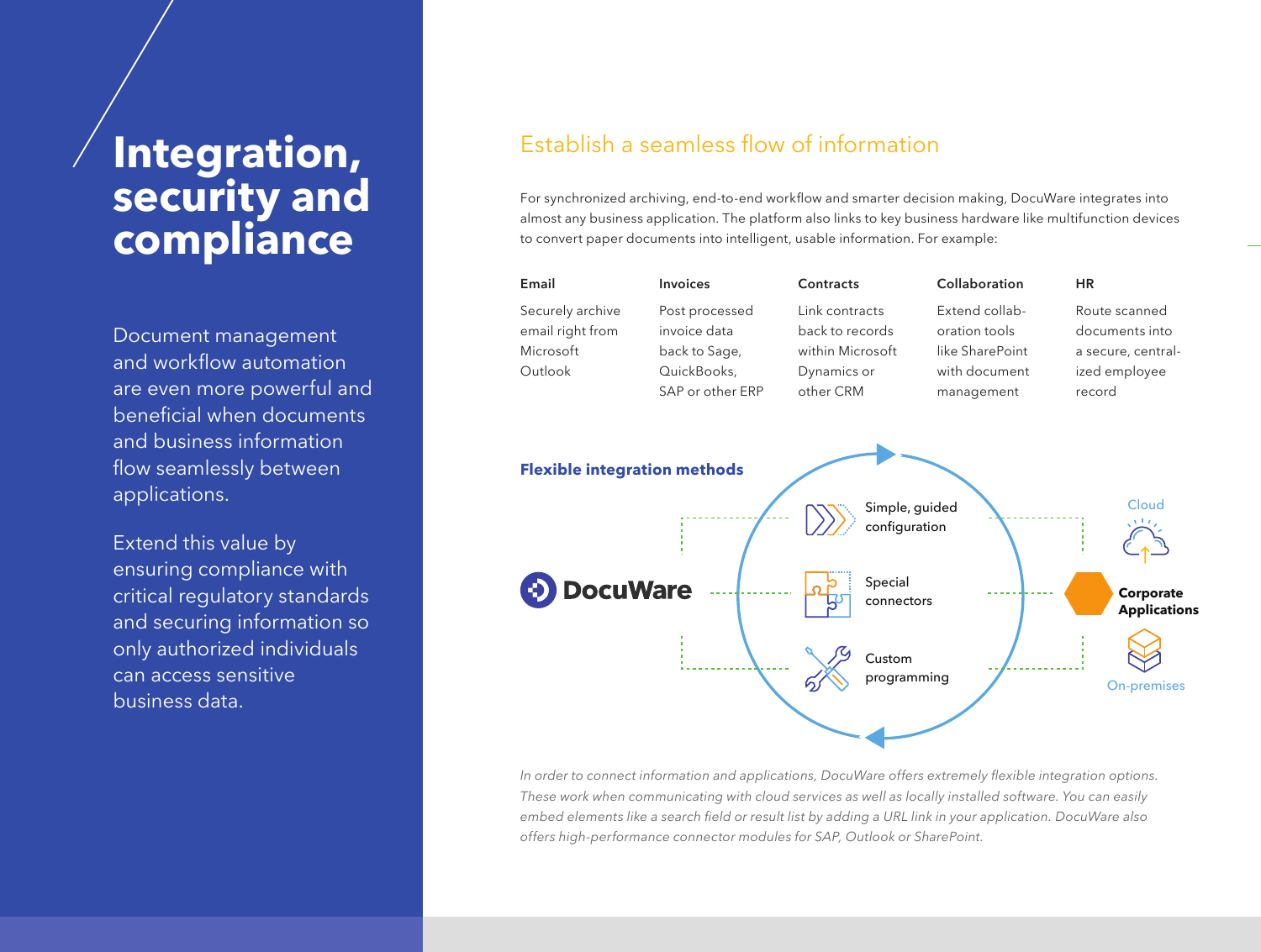# Integration, security and compliance

Document management and workflow automation are even more powerful and beneficial when documents and business information flow seamlessly between applications.

Extend this value by ensuring compliance with critical regulatory standards and securing information so only authorized individuals can access sensitive business data.

## Establish a seamless flow of information

For synchronized archiving, end-to-end workflow and smarter decision making, DocuWare integrates into almost any business application. The platform also links to key business hardware like multifunction devices to convert paper documents into intelligent, usable information. For example:

| Email | Invoices | Contracts | Collaboration | HR |
|---|---|---|---|---|
| Securely archive email right from Microsoft Outlook | Post processed invoice data back to Sage, QuickBooks, SAP or other ERP | Link contracts back to records within Microsoft Dynamics or other CRM | Extend collaboration tools like SharePoint with document management | Route scanned documents into a secure, centralized employee record |

**Flexible integration methods**

DocuWare

- Simple, guided configuration
- Special connectors
- Custom programming

Cloud

**Corporate Applications**

On-premises

*In order to connect information and applications, DocuWare offers extremely flexible integration options. These work when communicating with cloud services as well as locally installed software. You can easily embed elements like a search field or result list by adding a URL link in your application. DocuWare also offers high-performance connector modules for SAP, Outlook or SharePoint.*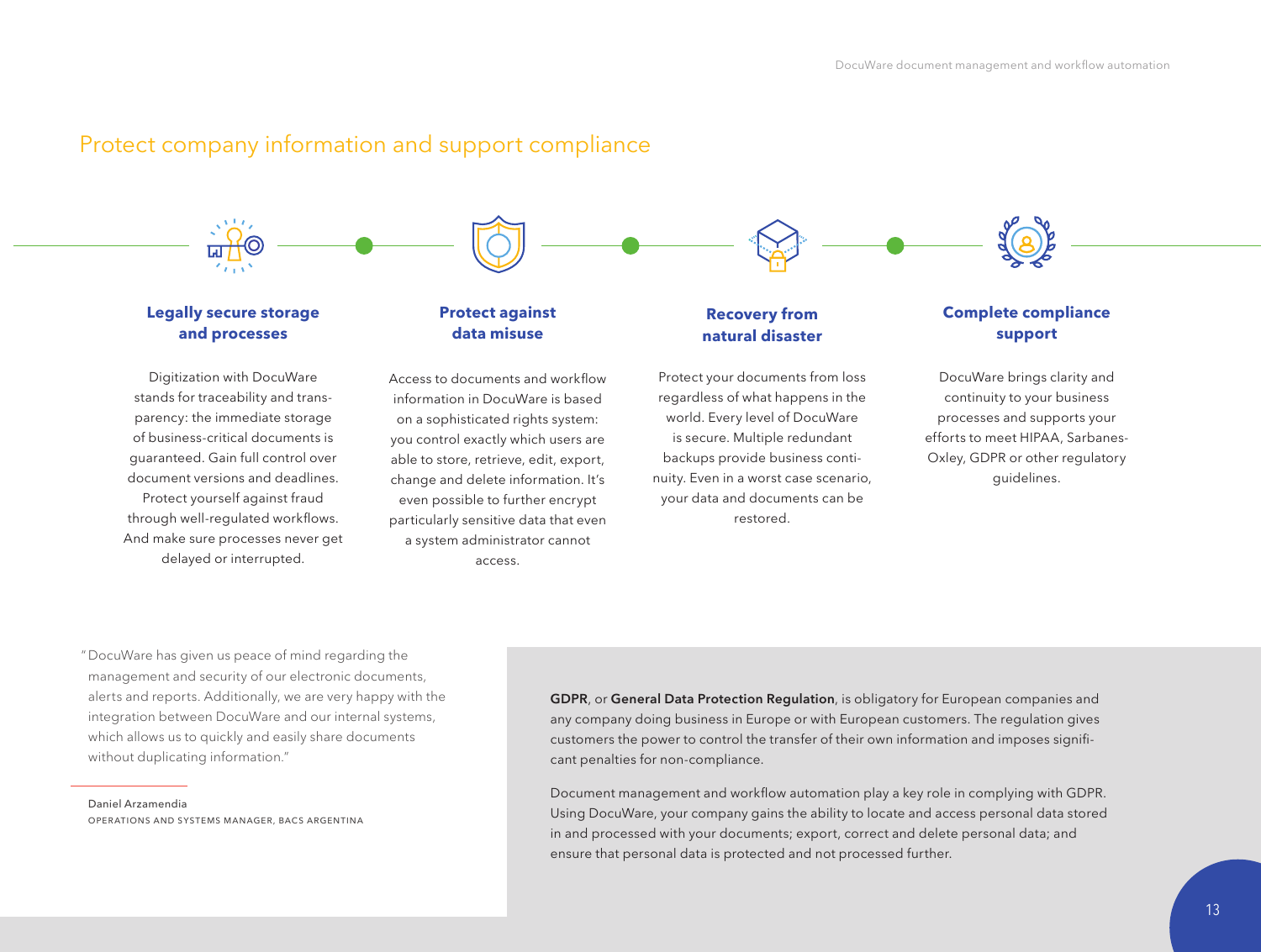## Protect company information and support compliance

### Legally secure storage and processes

Digitization with DocuWare stands for traceability and transparency: the immediate storage of business-critical documents is guaranteed. Gain full control over document versions and deadlines. Protect yourself against fraud through well-regulated workflows. And make sure processes never get delayed or interrupted.

### Protect against data misuse

Access to documents and workflow information in DocuWare is based on a sophisticated rights system: you control exactly which users are able to store, retrieve, edit, export, change and delete information. It's even possible to further encrypt particularly sensitive data that even a system administrator cannot access.

### Recovery from natural disaster

Protect your documents from loss regardless of what happens in the world. Every level of DocuWare is secure. Multiple redundant backups provide business continuity. Even in a worst case scenario, your data and documents can be restored.

### Complete compliance support

DocuWare brings clarity and continuity to your business processes and supports your efforts to meet HIPAA, Sarbanes-Oxley, GDPR or other regulatory guidelines.

"DocuWare has given us peace of mind regarding the management and security of our electronic documents, alerts and reports. Additionally, we are very happy with the integration between DocuWare and our internal systems, which allows us to quickly and easily share documents without duplicating information."

Daniel Arzamendia
OPERATIONS AND SYSTEMS MANAGER, BACS ARGENTINA

**GDPR**, or **General Data Protection Regulation**, is obligatory for European companies and any company doing business in Europe or with European customers. The regulation gives customers the power to control the transfer of their own information and imposes significant penalties for non-compliance.

Document management and workflow automation play a key role in complying with GDPR. Using DocuWare, your company gains the ability to locate and access personal data stored in and processed with your documents; export, correct and delete personal data; and ensure that personal data is protected and not processed further.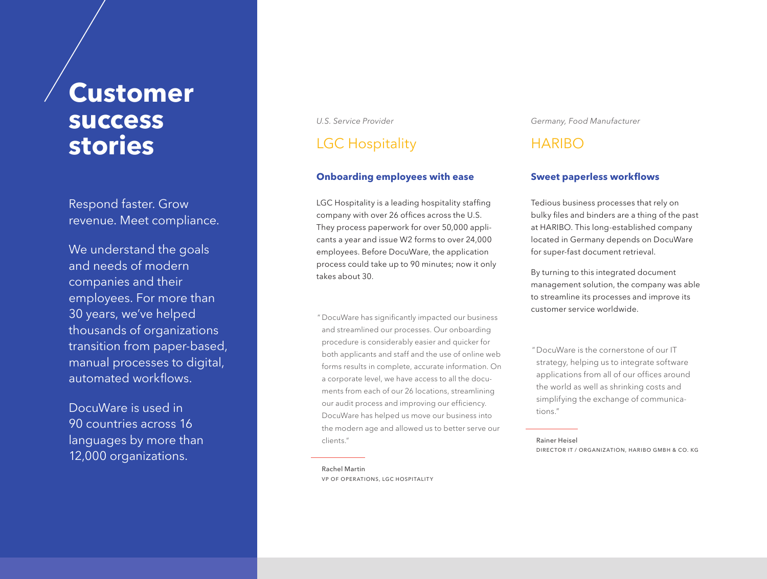# Customer success stories

Respond faster. Grow revenue. Meet compliance.

We understand the goals and needs of modern companies and their employees. For more than 30 years, we've helped thousands of organizations transition from paper-based, manual processes to digital, automated workflows.

DocuWare is used in 90 countries across 16 languages by more than 12,000 organizations.

*U.S. Service Provider*

## LGC Hospitality

### Onboarding employees with ease

LGC Hospitality is a leading hospitality staffing company with over 26 offices across the U.S. They process paperwork for over 50,000 applicants a year and issue W2 forms to over 24,000 employees. Before DocuWare, the application process could take up to 90 minutes; now it only takes about 30.

"DocuWare has significantly impacted our business and streamlined our processes. Our onboarding procedure is considerably easier and quicker for both applicants and staff and the use of online web forms results in complete, accurate information. On a corporate level, we have access to all the documents from each of our 26 locations, streamlining our audit process and improving our efficiency. DocuWare has helped us move our business into the modern age and allowed us to better serve our clients."

Rachel Martin
VP OF OPERATIONS, LGC HOSPITALITY

*Germany, Food Manufacturer*

## HARIBO

### Sweet paperless workflows

Tedious business processes that rely on bulky files and binders are a thing of the past at HARIBO. This long-established company located in Germany depends on DocuWare for super-fast document retrieval.

By turning to this integrated document management solution, the company was able to streamline its processes and improve its customer service worldwide.

"DocuWare is the cornerstone of our IT strategy, helping us to integrate software applications from all of our offices around the world as well as shrinking costs and simplifying the exchange of communications."

Rainer Heisel
DIRECTOR IT / ORGANIZATION, HARIBO GMBH & CO. KG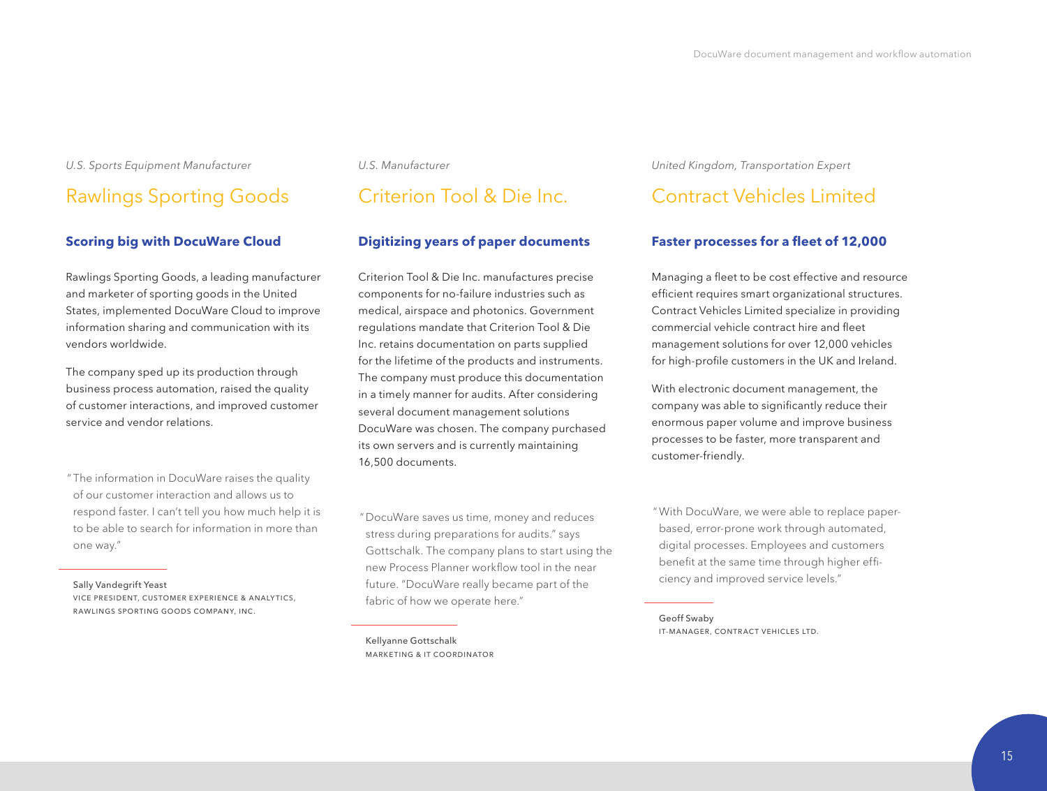*U.S. Sports Equipment Manufacturer*

## Rawlings Sporting Goods

### Scoring big with DocuWare Cloud

Rawlings Sporting Goods, a leading manufacturer and marketer of sporting goods in the United States, implemented DocuWare Cloud to improve information sharing and communication with its vendors worldwide.

The company sped up its production through business process automation, raised the quality of customer interactions, and improved customer service and vendor relations.

"The information in DocuWare raises the quality of our customer interaction and allows us to respond faster. I can't tell you how much help it is to be able to search for information in more than one way."

Sally Vandegrift Yeast
VICE PRESIDENT, CUSTOMER EXPERIENCE & ANALYTICS, RAWLINGS SPORTING GOODS COMPANY, INC.

*U.S. Manufacturer*

## Criterion Tool & Die Inc.

### Digitizing years of paper documents

Criterion Tool & Die Inc. manufactures precise components for no-failure industries such as medical, airspace and photonics. Government regulations mandate that Criterion Tool & Die Inc. retains documentation on parts supplied for the lifetime of the products and instruments. The company must produce this documentation in a timely manner for audits. After considering several document management solutions DocuWare was chosen. The company purchased its own servers and is currently maintaining 16,500 documents.

"DocuWare saves us time, money and reduces stress during preparations for audits." says Gottschalk. The company plans to start using the new Process Planner workflow tool in the near future. "DocuWare really became part of the fabric of how we operate here."

Kellyanne Gottschalk
MARKETING & IT COORDINATOR

*United Kingdom, Transportation Expert*

## Contract Vehicles Limited

### Faster processes for a fleet of 12,000

Managing a fleet to be cost effective and resource efficient requires smart organizational structures. Contract Vehicles Limited specialize in providing commercial vehicle contract hire and fleet management solutions for over 12,000 vehicles for high-profile customers in the UK and Ireland.

With electronic document management, the company was able to significantly reduce their enormous paper volume and improve business processes to be faster, more transparent and customer-friendly.

"With DocuWare, we were able to replace paper-based, error-prone work through automated, digital processes. Employees and customers benefit at the same time through higher efficiency and improved service levels."

Geoff Swaby
IT-MANAGER, CONTRACT VEHICLES LTD.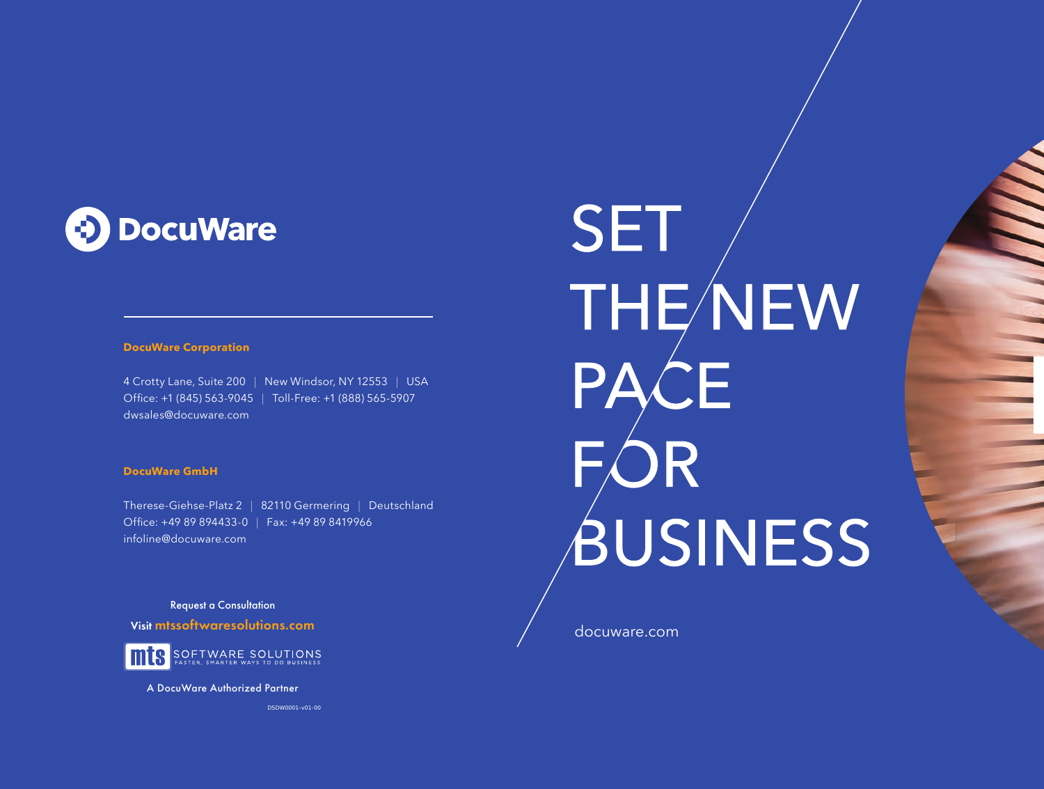DocuWare

**DocuWare Corporation**

4 Crotty Lane, Suite 200 | New Windsor, NY 12553 | USA
Office: +1 (845) 563-9045 | Toll-Free: +1 (888) 565-5907
dwsales@docuware.com

**DocuWare GmbH**

Therese-Giehse-Platz 2 | 82110 Germering | Deutschland
Office: +49 89 894433-0 | Fax: +49 89 8419966
infoline@docuware.com

Request a Consultation

Visit **mtssoftwaresolutions.com**

mts SOFTWARE SOLUTIONS
FASTER, SMARTER WAYS TO DO BUSINESS

A DocuWare Authorized Partner

DSDW0001-v01-00

# SET THE NEW PACE FOR BUSINESS

docuware.com